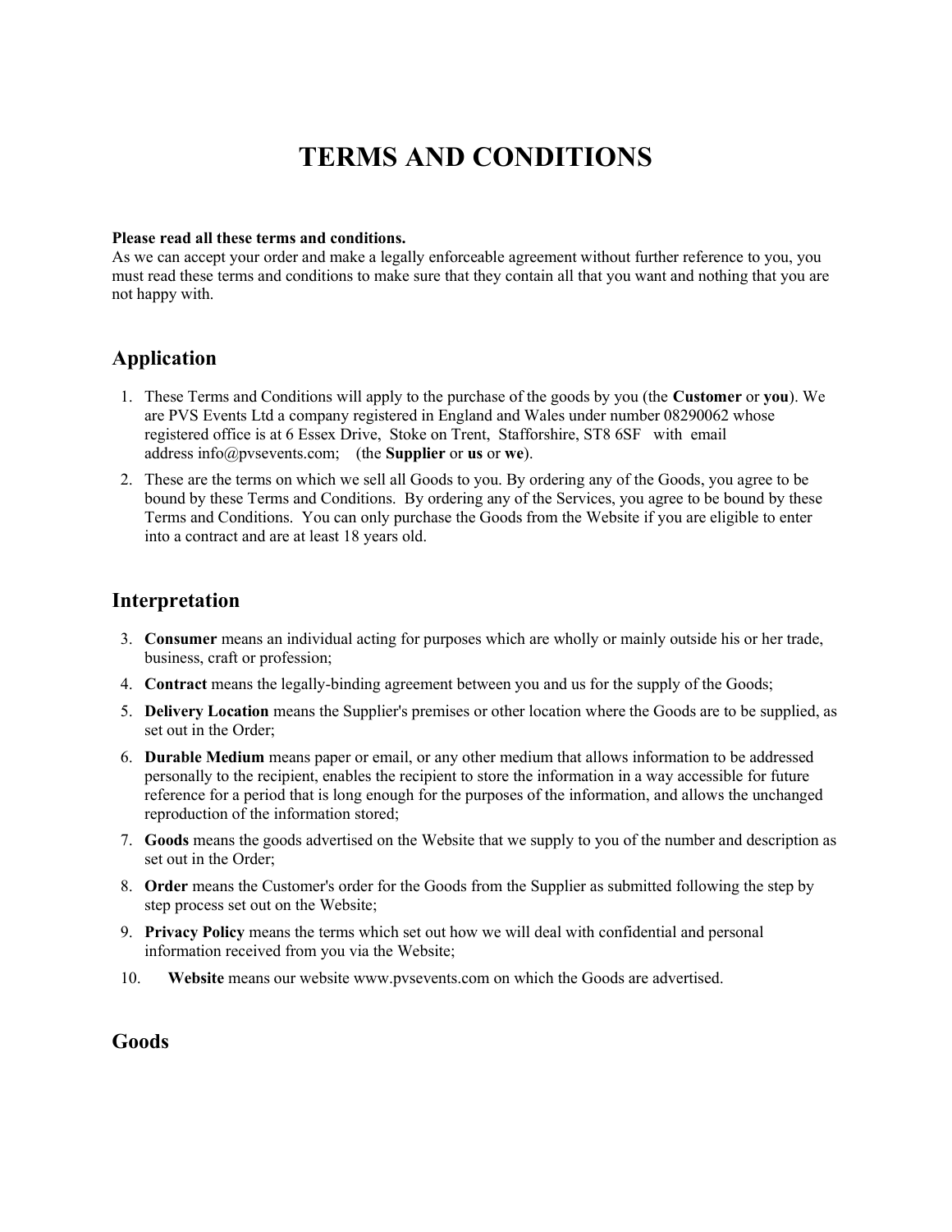# TERMS AND CONDITIONS

**Please read all these terms and conditions.**
As we can accept your order and make a legally enforceable agreement without further reference to you, you must read these terms and conditions to make sure that they contain all that you want and nothing that you are not happy with.

## Application

1. These Terms and Conditions will apply to the purchase of the goods by you (the **Customer** or **you**). We are PVS Events Ltd a company registered in England and Wales under number 08290062 whose registered office is at 6 Essex Drive, Stoke on Trent, Staffordshire, ST8 6SF with email address info@pvsevents.com; (the **Supplier** or **us** or **we**).
2. These are the terms on which we sell all Goods to you. By ordering any of the Goods, you agree to be bound by these Terms and Conditions. By ordering any of the Services, you agree to be bound by these Terms and Conditions. You can only purchase the Goods from the Website if you are eligible to enter into a contract and are at least 18 years old.

## Interpretation

3. **Consumer** means an individual acting for purposes which are wholly or mainly outside his or her trade, business, craft or profession;
4. **Contract** means the legally-binding agreement between you and us for the supply of the Goods;
5. **Delivery Location** means the Supplier's premises or other location where the Goods are to be supplied, as set out in the Order;
6. **Durable Medium** means paper or email, or any other medium that allows information to be addressed personally to the recipient, enables the recipient to store the information in a way accessible for future reference for a period that is long enough for the purposes of the information, and allows the unchanged reproduction of the information stored;
7. **Goods** means the goods advertised on the Website that we supply to you of the number and description as set out in the Order;
8. **Order** means the Customer's order for the Goods from the Supplier as submitted following the step by step process set out on the Website;
9. **Privacy Policy** means the terms which set out how we will deal with confidential and personal information received from you via the Website;
10. **Website** means our website www.pvsevents.com on which the Goods are advertised.

## Goods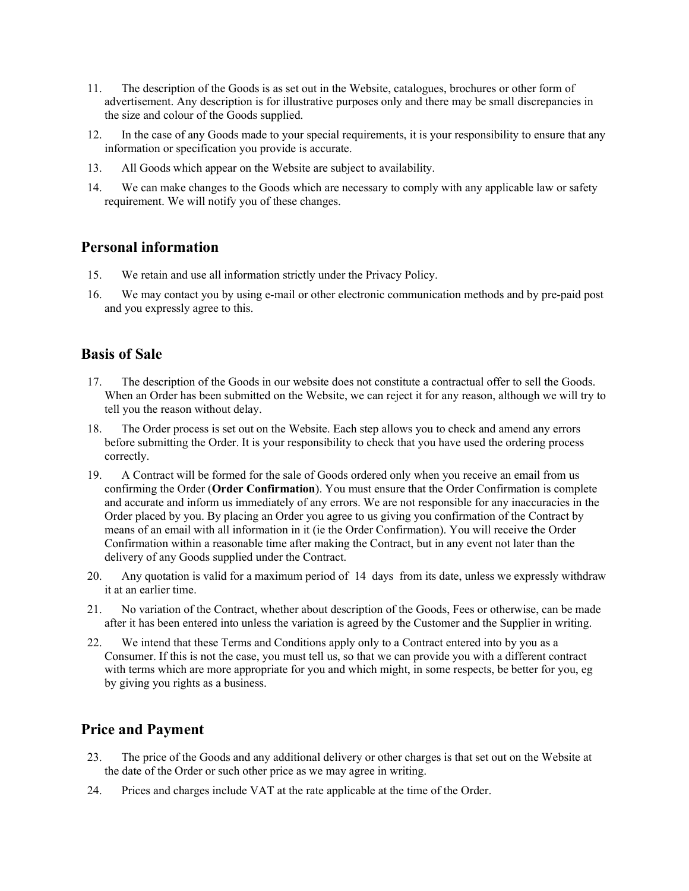11. The description of the Goods is as set out in the Website, catalogues, brochures or other form of advertisement. Any description is for illustrative purposes only and there may be small discrepancies in the size and colour of the Goods supplied.
12. In the case of any Goods made to your special requirements, it is your responsibility to ensure that any information or specification you provide is accurate.
13. All Goods which appear on the Website are subject to availability.
14. We can make changes to the Goods which are necessary to comply with any applicable law or safety requirement. We will notify you of these changes.

## Personal information

15. We retain and use all information strictly under the Privacy Policy.
16. We may contact you by using e-mail or other electronic communication methods and by pre-paid post and you expressly agree to this.

## Basis of Sale

17. The description of the Goods in our website does not constitute a contractual offer to sell the Goods. When an Order has been submitted on the Website, we can reject it for any reason, although we will try to tell you the reason without delay.
18. The Order process is set out on the Website. Each step allows you to check and amend any errors before submitting the Order. It is your responsibility to check that you have used the ordering process correctly.
19. A Contract will be formed for the sale of Goods ordered only when you receive an email from us confirming the Order (**Order Confirmation**). You must ensure that the Order Confirmation is complete and accurate and inform us immediately of any errors. We are not responsible for any inaccuracies in the Order placed by you. By placing an Order you agree to us giving you confirmation of the Contract by means of an email with all information in it (ie the Order Confirmation). You will receive the Order Confirmation within a reasonable time after making the Contract, but in any event not later than the delivery of any Goods supplied under the Contract.
20. Any quotation is valid for a maximum period of 14 days from its date, unless we expressly withdraw it at an earlier time.
21. No variation of the Contract, whether about description of the Goods, Fees or otherwise, can be made after it has been entered into unless the variation is agreed by the Customer and the Supplier in writing.
22. We intend that these Terms and Conditions apply only to a Contract entered into by you as a Consumer. If this is not the case, you must tell us, so that we can provide you with a different contract with terms which are more appropriate for you and which might, in some respects, be better for you, eg by giving you rights as a business.

## Price and Payment

23. The price of the Goods and any additional delivery or other charges is that set out on the Website at the date of the Order or such other price as we may agree in writing.
24. Prices and charges include VAT at the rate applicable at the time of the Order.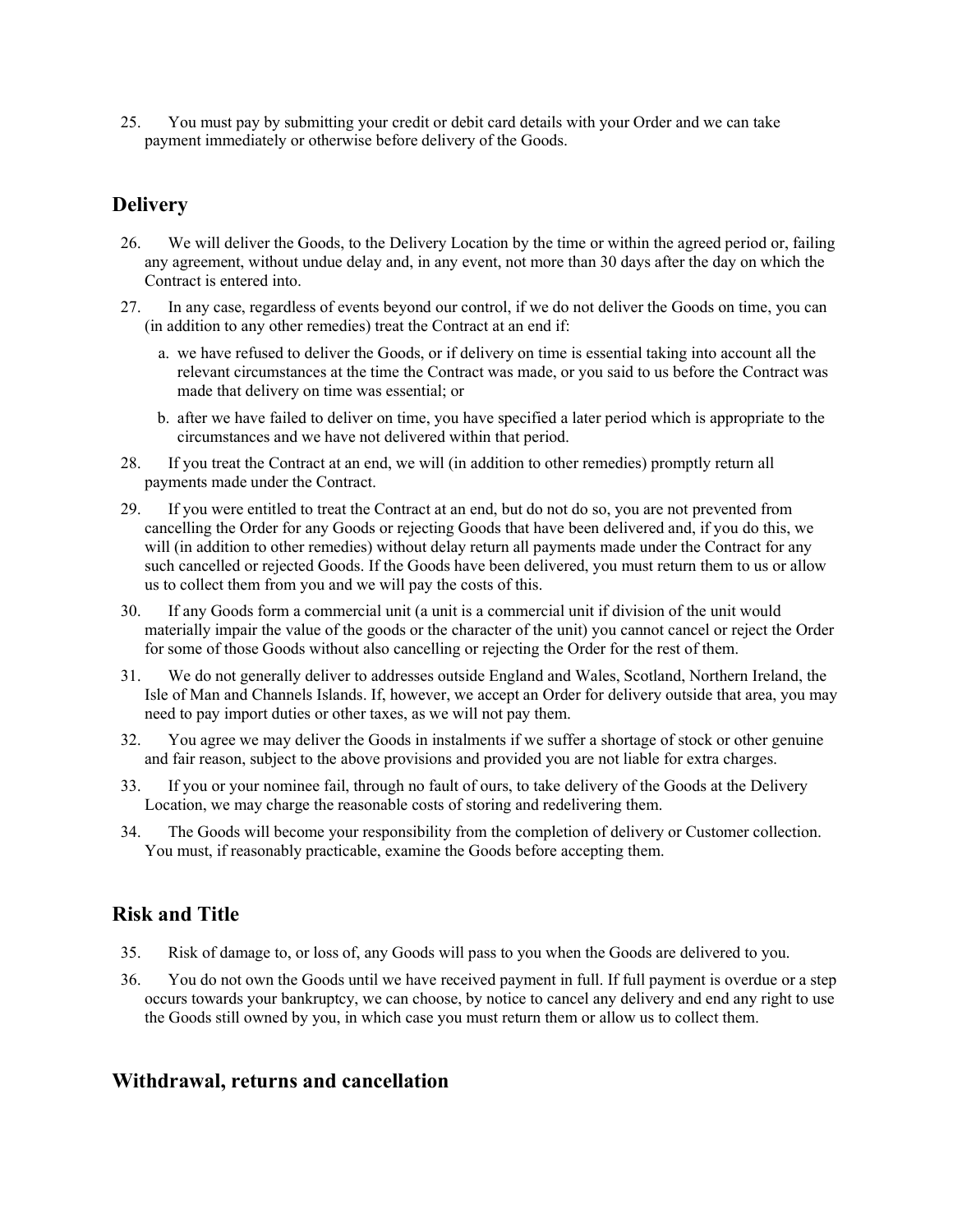25. You must pay by submitting your credit or debit card details with your Order and we can take payment immediately or otherwise before delivery of the Goods.

## Delivery

26. We will deliver the Goods, to the Delivery Location by the time or within the agreed period or, failing any agreement, without undue delay and, in any event, not more than 30 days after the day on which the Contract is entered into.
27. In any case, regardless of events beyond our control, if we do not deliver the Goods on time, you can (in addition to any other remedies) treat the Contract at an end if:
    a. we have refused to deliver the Goods, or if delivery on time is essential taking into account all the relevant circumstances at the time the Contract was made, or you said to us before the Contract was made that delivery on time was essential; or
    b. after we have failed to deliver on time, you have specified a later period which is appropriate to the circumstances and we have not delivered within that period.
28. If you treat the Contract at an end, we will (in addition to other remedies) promptly return all payments made under the Contract.
29. If you were entitled to treat the Contract at an end, but do not do so, you are not prevented from cancelling the Order for any Goods or rejecting Goods that have been delivered and, if you do this, we will (in addition to other remedies) without delay return all payments made under the Contract for any such cancelled or rejected Goods. If the Goods have been delivered, you must return them to us or allow us to collect them from you and we will pay the costs of this.
30. If any Goods form a commercial unit (a unit is a commercial unit if division of the unit would materially impair the value of the goods or the character of the unit) you cannot cancel or reject the Order for some of those Goods without also cancelling or rejecting the Order for the rest of them.
31. We do not generally deliver to addresses outside England and Wales, Scotland, Northern Ireland, the Isle of Man and Channels Islands. If, however, we accept an Order for delivery outside that area, you may need to pay import duties or other taxes, as we will not pay them.
32. You agree we may deliver the Goods in instalments if we suffer a shortage of stock or other genuine and fair reason, subject to the above provisions and provided you are not liable for extra charges.
33. If you or your nominee fail, through no fault of ours, to take delivery of the Goods at the Delivery Location, we may charge the reasonable costs of storing and redelivering them.
34. The Goods will become your responsibility from the completion of delivery or Customer collection. You must, if reasonably practicable, examine the Goods before accepting them.

## Risk and Title

35. Risk of damage to, or loss of, any Goods will pass to you when the Goods are delivered to you.
36. You do not own the Goods until we have received payment in full. If full payment is overdue or a step occurs towards your bankruptcy, we can choose, by notice to cancel any delivery and end any right to use the Goods still owned by you, in which case you must return them or allow us to collect them.

## Withdrawal, returns and cancellation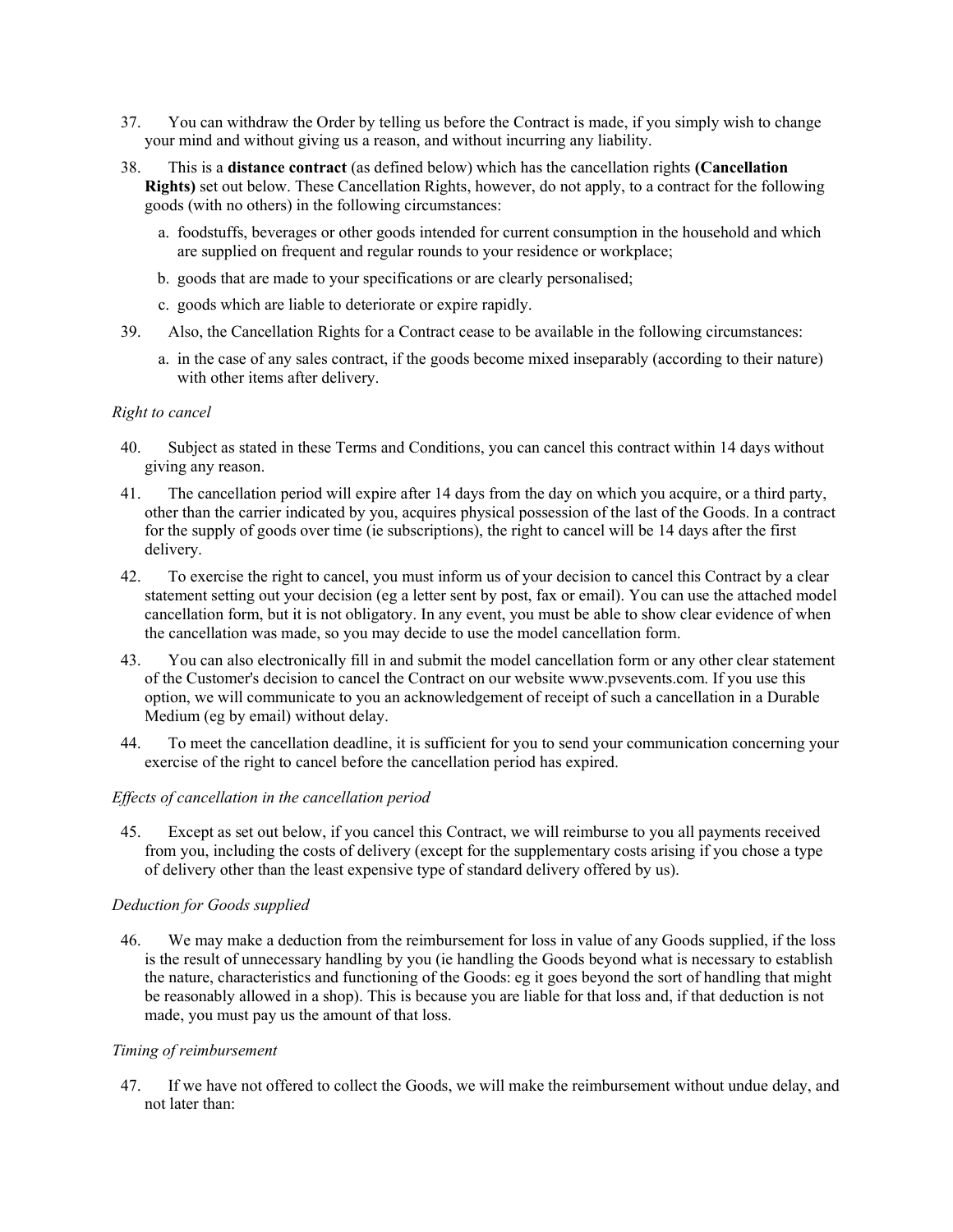37. You can withdraw the Order by telling us before the Contract is made, if you simply wish to change your mind and without giving us a reason, and without incurring any liability.

38. This is a **distance contract** (as defined below) which has the cancellation rights **(Cancellation Rights)** set out below. These Cancellation Rights, however, do not apply, to a contract for the following goods (with no others) in the following circumstances:

   a. foodstuffs, beverages or other goods intended for current consumption in the household and which are supplied on frequent and regular rounds to your residence or workplace;

   b. goods that are made to your specifications or are clearly personalised;

   c. goods which are liable to deteriorate or expire rapidly.

39. Also, the Cancellation Rights for a Contract cease to be available in the following circumstances:

   a. in the case of any sales contract, if the goods become mixed inseparably (according to their nature) with other items after delivery.

*Right to cancel*

40. Subject as stated in these Terms and Conditions, you can cancel this contract within 14 days without giving any reason.

41. The cancellation period will expire after 14 days from the day on which you acquire, or a third party, other than the carrier indicated by you, acquires physical possession of the last of the Goods. In a contract for the supply of goods over time (ie subscriptions), the right to cancel will be 14 days after the first delivery.

42. To exercise the right to cancel, you must inform us of your decision to cancel this Contract by a clear statement setting out your decision (eg a letter sent by post, fax or email). You can use the attached model cancellation form, but it is not obligatory. In any event, you must be able to show clear evidence of when the cancellation was made, so you may decide to use the model cancellation form.

43. You can also electronically fill in and submit the model cancellation form or any other clear statement of the Customer's decision to cancel the Contract on our website www.pvsevents.com. If you use this option, we will communicate to you an acknowledgement of receipt of such a cancellation in a Durable Medium (eg by email) without delay.

44. To meet the cancellation deadline, it is sufficient for you to send your communication concerning your exercise of the right to cancel before the cancellation period has expired.

*Effects of cancellation in the cancellation period*

45. Except as set out below, if you cancel this Contract, we will reimburse to you all payments received from you, including the costs of delivery (except for the supplementary costs arising if you chose a type of delivery other than the least expensive type of standard delivery offered by us).

*Deduction for Goods supplied*

46. We may make a deduction from the reimbursement for loss in value of any Goods supplied, if the loss is the result of unnecessary handling by you (ie handling the Goods beyond what is necessary to establish the nature, characteristics and functioning of the Goods: eg it goes beyond the sort of handling that might be reasonably allowed in a shop). This is because you are liable for that loss and, if that deduction is not made, you must pay us the amount of that loss.

*Timing of reimbursement*

47. If we have not offered to collect the Goods, we will make the reimbursement without undue delay, and not later than: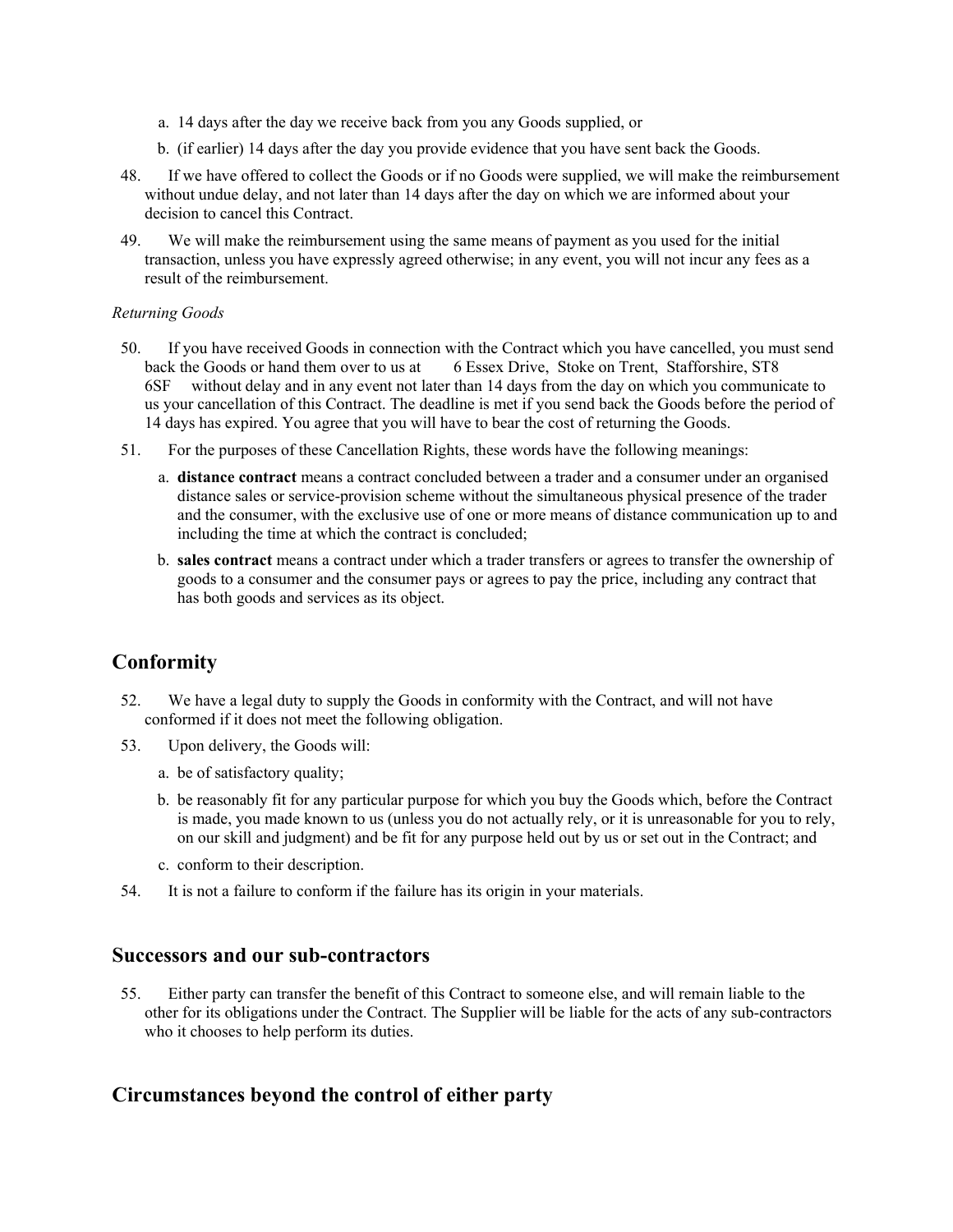a. 14 days after the day we receive back from you any Goods supplied, or
b. (if earlier) 14 days after the day you provide evidence that you have sent back the Goods.

48. If we have offered to collect the Goods or if no Goods were supplied, we will make the reimbursement without undue delay, and not later than 14 days after the day on which we are informed about your decision to cancel this Contract.

49. We will make the reimbursement using the same means of payment as you used for the initial transaction, unless you have expressly agreed otherwise; in any event, you will not incur any fees as a result of the reimbursement.

*Returning Goods*

50. If you have received Goods in connection with the Contract which you have cancelled, you must send back the Goods or hand them over to us at 6 Essex Drive, Stoke on Trent, Staffordshire, ST8 6SF without delay and in any event not later than 14 days from the day on which you communicate to us your cancellation of this Contract. The deadline is met if you send back the Goods before the period of 14 days has expired. You agree that you will have to bear the cost of returning the Goods.

51. For the purposes of these Cancellation Rights, these words have the following meanings:

   a. **distance contract** means a contract concluded between a trader and a consumer under an organised distance sales or service-provision scheme without the simultaneous physical presence of the trader and the consumer, with the exclusive use of one or more means of distance communication up to and including the time at which the contract is concluded;

   b. **sales contract** means a contract under which a trader transfers or agrees to transfer the ownership of goods to a consumer and the consumer pays or agrees to pay the price, including any contract that has both goods and services as its object.

## Conformity

52. We have a legal duty to supply the Goods in conformity with the Contract, and will not have conformed if it does not meet the following obligation.

53. Upon delivery, the Goods will:

   a. be of satisfactory quality;

   b. be reasonably fit for any particular purpose for which you buy the Goods which, before the Contract is made, you made known to us (unless you do not actually rely, or it is unreasonable for you to rely, on our skill and judgment) and be fit for any purpose held out by us or set out in the Contract; and

   c. conform to their description.

54. It is not a failure to conform if the failure has its origin in your materials.

## Successors and our sub-contractors

55. Either party can transfer the benefit of this Contract to someone else, and will remain liable to the other for its obligations under the Contract. The Supplier will be liable for the acts of any sub-contractors who it chooses to help perform its duties.

## Circumstances beyond the control of either party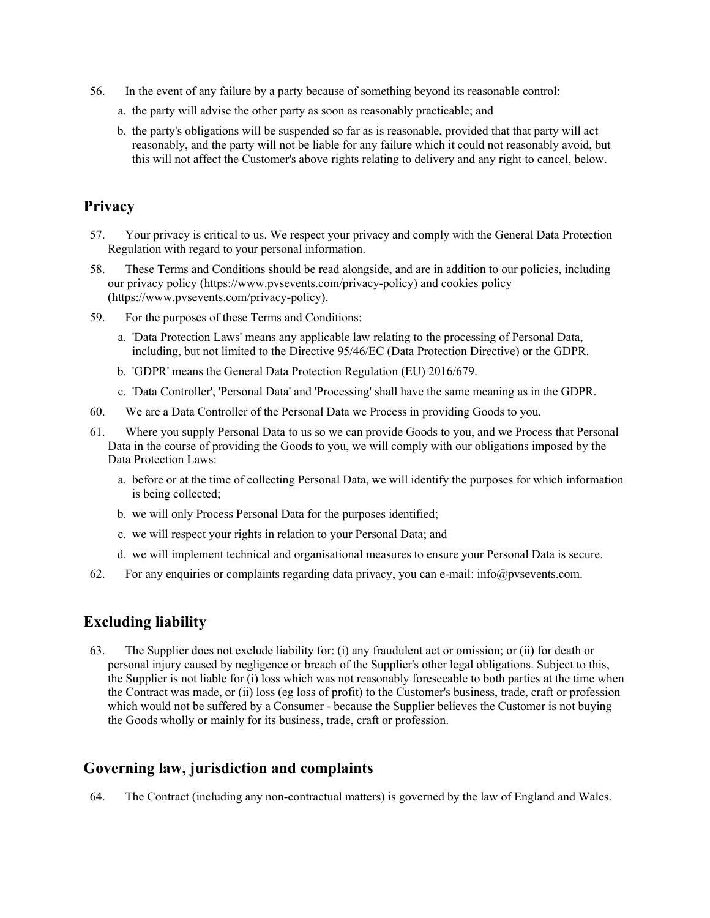56. In the event of any failure by a party because of something beyond its reasonable control:

    a. the party will advise the other party as soon as reasonably practicable; and

    b. the party's obligations will be suspended so far as is reasonable, provided that that party will act reasonably, and the party will not be liable for any failure which it could not reasonably avoid, but this will not affect the Customer's above rights relating to delivery and any right to cancel, below.

## Privacy

57. Your privacy is critical to us. We respect your privacy and comply with the General Data Protection Regulation with regard to your personal information.

58. These Terms and Conditions should be read alongside, and are in addition to our policies, including our privacy policy (https://www.pvsevents.com/privacy-policy) and cookies policy (https://www.pvsevents.com/privacy-policy).

59. For the purposes of these Terms and Conditions:

    a. 'Data Protection Laws' means any applicable law relating to the processing of Personal Data, including, but not limited to the Directive 95/46/EC (Data Protection Directive) or the GDPR.

    b. 'GDPR' means the General Data Protection Regulation (EU) 2016/679.

    c. 'Data Controller', 'Personal Data' and 'Processing' shall have the same meaning as in the GDPR.

60. We are a Data Controller of the Personal Data we Process in providing Goods to you.

61. Where you supply Personal Data to us so we can provide Goods to you, and we Process that Personal Data in the course of providing the Goods to you, we will comply with our obligations imposed by the Data Protection Laws:

    a. before or at the time of collecting Personal Data, we will identify the purposes for which information is being collected;

    b. we will only Process Personal Data for the purposes identified;

    c. we will respect your rights in relation to your Personal Data; and

    d. we will implement technical and organisational measures to ensure your Personal Data is secure.

62. For any enquiries or complaints regarding data privacy, you can e-mail: info@pvsevents.com.

## Excluding liability

63. The Supplier does not exclude liability for: (i) any fraudulent act or omission; or (ii) for death or personal injury caused by negligence or breach of the Supplier's other legal obligations. Subject to this, the Supplier is not liable for (i) loss which was not reasonably foreseeable to both parties at the time when the Contract was made, or (ii) loss (eg loss of profit) to the Customer's business, trade, craft or profession which would not be suffered by a Consumer - because the Supplier believes the Customer is not buying the Goods wholly or mainly for its business, trade, craft or profession.

## Governing law, jurisdiction and complaints

64. The Contract (including any non-contractual matters) is governed by the law of England and Wales.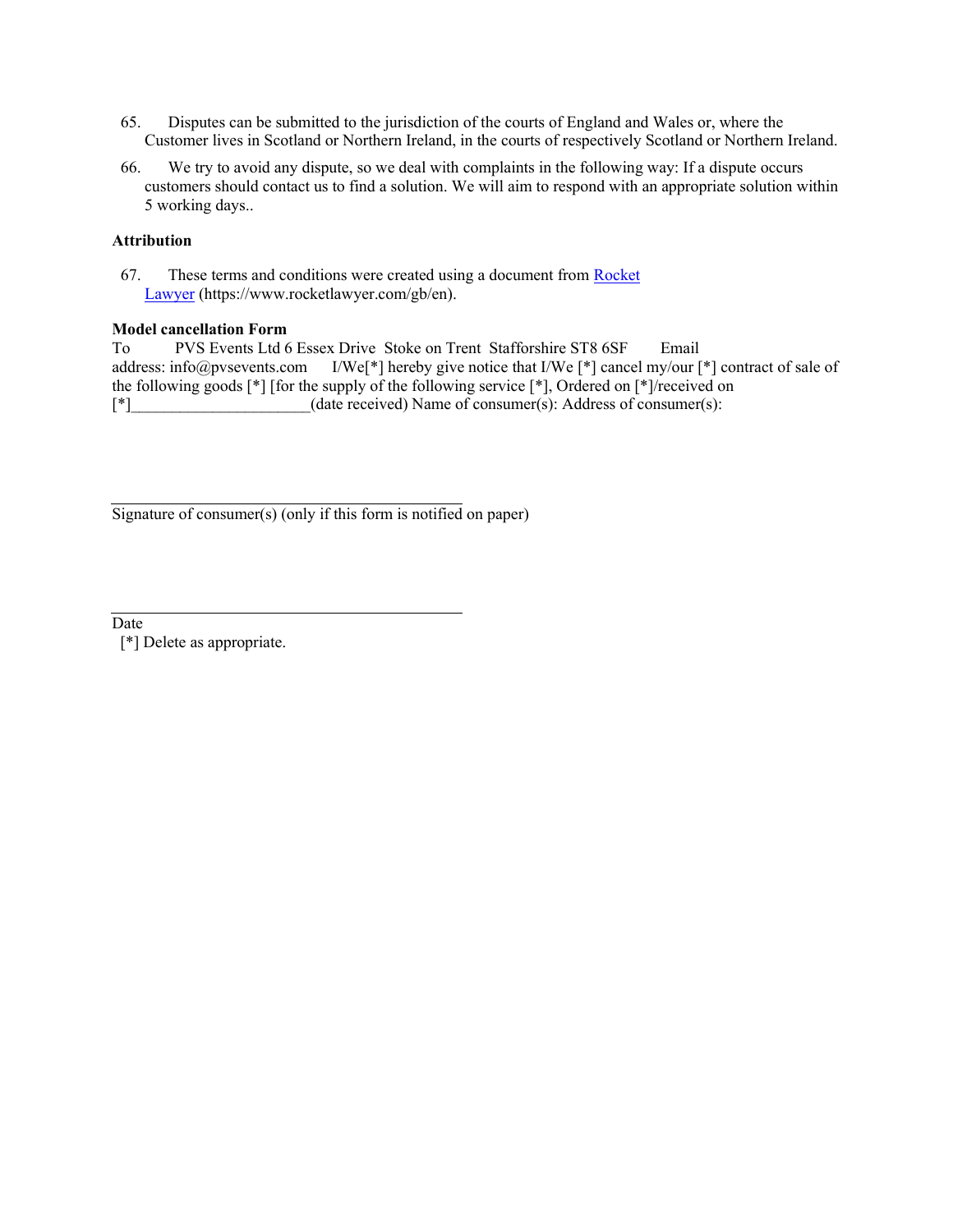65. Disputes can be submitted to the jurisdiction of the courts of England and Wales or, where the Customer lives in Scotland or Northern Ireland, in the courts of respectively Scotland or Northern Ireland.

66. We try to avoid any dispute, so we deal with complaints in the following way: If a dispute occurs customers should contact us to find a solution. We will aim to respond with an appropriate solution within 5 working days..

**Attribution**

67. These terms and conditions were created using a document from Rocket Lawyer (https://www.rocketlawyer.com/gb/en).

**Model cancellation Form**

To PVS Events Ltd 6 Essex Drive Stoke on Trent Staffordshire ST8 6SF Email address: info@pvsevents.com I/We[*] hereby give notice that I/We [*] cancel my/our [*] contract of sale of the following goods [*] [for the supply of the following service [*], Ordered on [*]/received on [*]______________________(date received) Name of consumer(s): Address of consumer(s):

______________________________________

Signature of consumer(s) (only if this form is notified on paper)

______________________________________

Date

[*] Delete as appropriate.